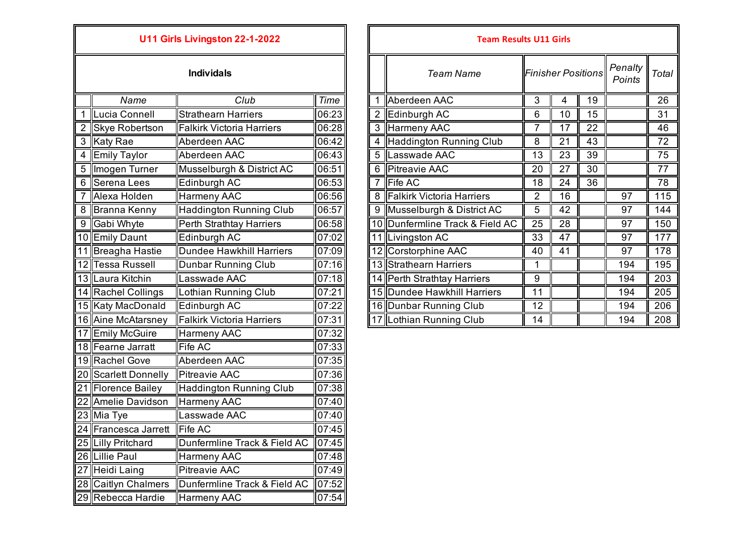## U11 Girls Livingston 22-1-2022

### Individals

| | Name | Club | Time |
|---|---|---|---|
| 1 | Lucia Connell | Strathearn Harriers | 06:23 |
| 2 | Skye Robertson | Falkirk Victoria Harriers | 06:28 |
| 3 | Katy Rae | Aberdeen AAC | 06:42 |
| 4 | Emily Taylor | Aberdeen AAC | 06:43 |
| 5 | Imogen Turner | Musselburgh & District AC | 06:51 |
| 6 | Serena Lees | Edinburgh AC | 06:53 |
| 7 | Alexa Holden | Harmeny AAC | 06:56 |
| 8 | Branna Kenny | Haddington Running Club | 06:57 |
| 9 | Gabi Whyte | Perth Strathtay Harriers | 06:58 |
| 10 | Emily Daunt | Edinburgh AC | 07:02 |
| 11 | Breagha Hastie | Dundee Hawkhill Harriers | 07:09 |
| 12 | Tessa Russell | Dunbar Running Club | 07:16 |
| 13 | Laura Kitchin | Lasswade AAC | 07:18 |
| 14 | Rachel Collings | Lothian Running Club | 07:21 |
| 15 | Katy MacDonald | Edinburgh AC | 07:22 |
| 16 | Aine McAtarsney | Falkirk Victoria Harriers | 07:31 |
| 17 | Emily McGuire | Harmeny AAC | 07:32 |
| 18 | Fearne Jarratt | Fife AC | 07:33 |
| 19 | Rachel Gove | Aberdeen AAC | 07:35 |
| 20 | Scarlett Donnelly | Pitreavie AAC | 07:36 |
| 21 | Florence Bailey | Haddington Running Club | 07:38 |
| 22 | Amelie Davidson | Harmeny AAC | 07:40 |
| 23 | Mia Tye | Lasswade AAC | 07:40 |
| 24 | Francesca Jarrett | Fife AC | 07:45 |
| 25 | Lilly Pritchard | Dunfermline Track & Field AC | 07:45 |
| 26 | Lillie Paul | Harmeny AAC | 07:48 |
| 27 | Heidi Laing | Pitreavie AAC | 07:49 |
| 28 | Caitlyn Chalmers | Dunfermline Track & Field AC | 07:52 |
| 29 | Rebecca Hardie | Harmeny AAC | 07:54 |

## Team Results U11 Girls

| | Team Name | Finisher Positions | | | Penalty Points | Total |
|---|---|---|---|---|---|---|
| 1 | Aberdeen AAC | 3 | 4 | 19 | | 26 |
| 2 | Edinburgh AC | 6 | 10 | 15 | | 31 |
| 3 | Harmeny AAC | 7 | 17 | 22 | | 46 |
| 4 | Haddington Running Club | 8 | 21 | 43 | | 72 |
| 5 | Lasswade AAC | 13 | 23 | 39 | | 75 |
| 6 | Pitreavie AAC | 20 | 27 | 30 | | 77 |
| 7 | Fife AC | 18 | 24 | 36 | | 78 |
| 8 | Falkirk Victoria Harriers | 2 | 16 | | 97 | 115 |
| 9 | Musselburgh & District AC | 5 | 42 | | 97 | 144 |
| 10 | Dunfermline Track & Field AC | 25 | 28 | | 97 | 150 |
| 11 | Livingston AC | 33 | 47 | | 97 | 177 |
| 12 | Corstorphine AAC | 40 | 41 | | 97 | 178 |
| 13 | Strathearn Harriers | 1 | | | 194 | 195 |
| 14 | Perth Strathtay Harriers | 9 | | | 194 | 203 |
| 15 | Dundee Hawkhill Harriers | 11 | | | 194 | 205 |
| 16 | Dunbar Running Club | 12 | | | 194 | 206 |
| 17 | Lothian Running Club | 14 | | | 194 | 208 |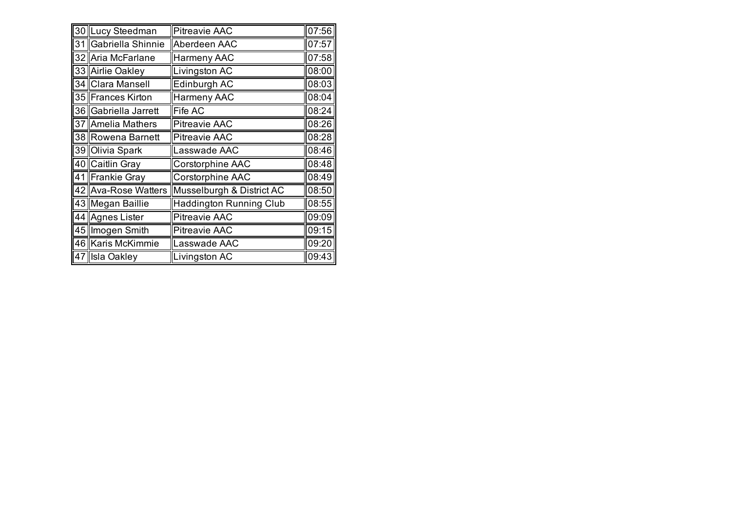| | | | |
|---|---|---|---|
| 30 | Lucy Steedman | Pitreavie AAC | 07:56 |
| 31 | Gabriella Shinnie | Aberdeen AAC | 07:57 |
| 32 | Aria McFarlane | Harmeny AAC | 07:58 |
| 33 | Airlie Oakley | Livingston AC | 08:00 |
| 34 | Clara Mansell | Edinburgh AC | 08:03 |
| 35 | Frances Kirton | Harmeny AAC | 08:04 |
| 36 | Gabriella Jarrett | Fife AC | 08:24 |
| 37 | Amelia Mathers | Pitreavie AAC | 08:26 |
| 38 | Rowena Barnett | Pitreavie AAC | 08:28 |
| 39 | Olivia Spark | Lasswade AAC | 08:46 |
| 40 | Caitlin Gray | Corstorphine AAC | 08:48 |
| 41 | Frankie Gray | Corstorphine AAC | 08:49 |
| 42 | Ava-Rose Watters | Musselburgh & District AC | 08:50 |
| 43 | Megan Baillie | Haddington Running Club | 08:55 |
| 44 | Agnes Lister | Pitreavie AAC | 09:09 |
| 45 | Imogen Smith | Pitreavie AAC | 09:15 |
| 46 | Karis McKimmie | Lasswade AAC | 09:20 |
| 47 | Isla Oakley | Livingston AC | 09:43 |